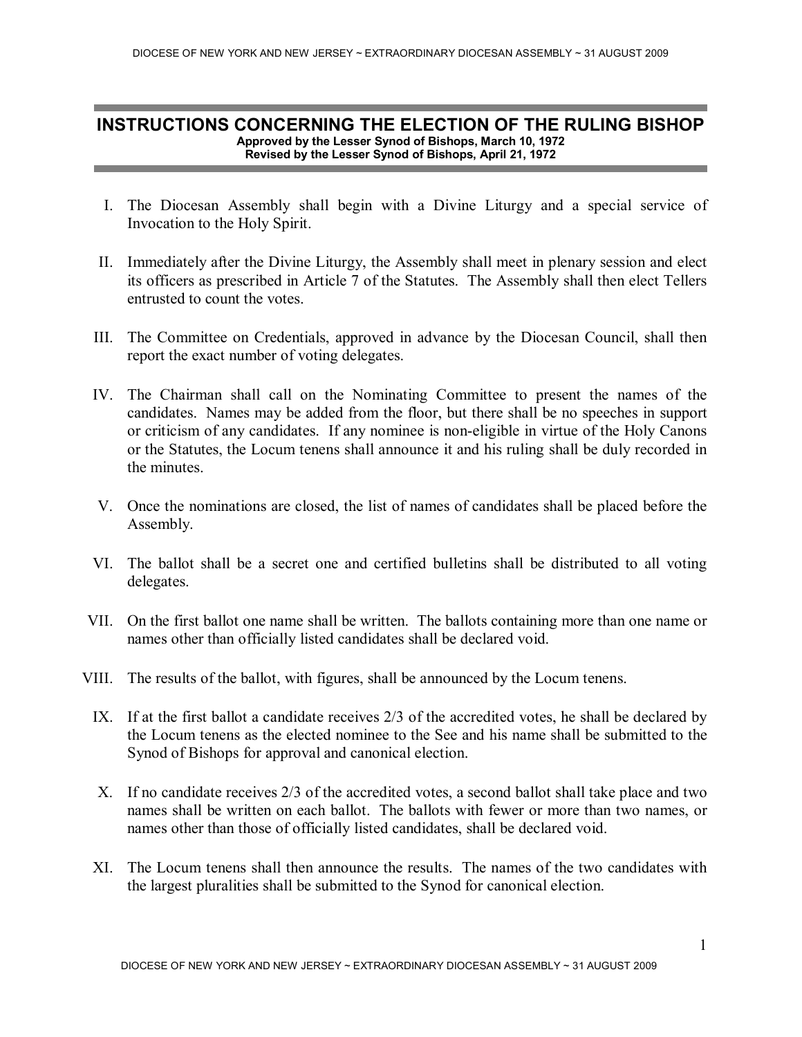# INSTRUCTIONS CONCERNING THE ELECTION OF THE RULING BISHOP

**Approved by the Lesser Synod of Bishops, March 10, 1972**
**Revised by the Lesser Synod of Bishops, April 21, 1972**

I. The Diocesan Assembly shall begin with a Divine Liturgy and a special service of Invocation to the Holy Spirit.

II. Immediately after the Divine Liturgy, the Assembly shall meet in plenary session and elect its officers as prescribed in Article 7 of the Statutes. The Assembly shall then elect Tellers entrusted to count the votes.

III. The Committee on Credentials, approved in advance by the Diocesan Council, shall then report the exact number of voting delegates.

IV. The Chairman shall call on the Nominating Committee to present the names of the candidates. Names may be added from the floor, but there shall be no speeches in support or criticism of any candidates. If any nominee is non-eligible in virtue of the Holy Canons or the Statutes, the Locum tenens shall announce it and his ruling shall be duly recorded in the minutes.

V. Once the nominations are closed, the list of names of candidates shall be placed before the Assembly.

VI. The ballot shall be a secret one and certified bulletins shall be distributed to all voting delegates.

VII. On the first ballot one name shall be written. The ballots containing more than one name or names other than officially listed candidates shall be declared void.

VIII. The results of the ballot, with figures, shall be announced by the Locum tenens.

IX. If at the first ballot a candidate receives 2/3 of the accredited votes, he shall be declared by the Locum tenens as the elected nominee to the See and his name shall be submitted to the Synod of Bishops for approval and canonical election.

X. If no candidate receives 2/3 of the accredited votes, a second ballot shall take place and two names shall be written on each ballot. The ballots with fewer or more than two names, or names other than those of officially listed candidates, shall be declared void.

XI. The Locum tenens shall then announce the results. The names of the two candidates with the largest pluralities shall be submitted to the Synod for canonical election.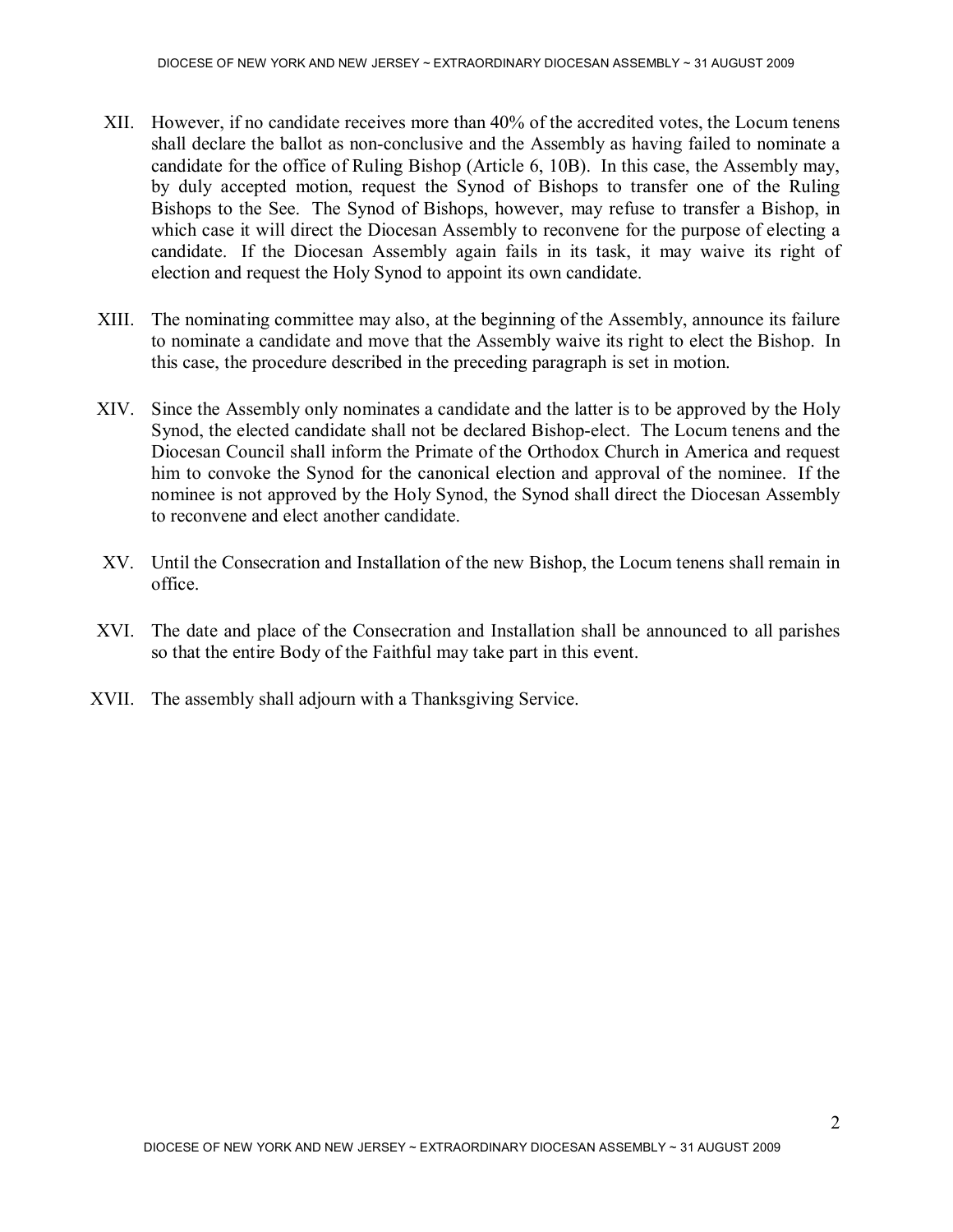XII. However, if no candidate receives more than 40% of the accredited votes, the Locum tenens shall declare the ballot as non-conclusive and the Assembly as having failed to nominate a candidate for the office of Ruling Bishop (Article 6, 10B). In this case, the Assembly may, by duly accepted motion, request the Synod of Bishops to transfer one of the Ruling Bishops to the See. The Synod of Bishops, however, may refuse to transfer a Bishop, in which case it will direct the Diocesan Assembly to reconvene for the purpose of electing a candidate. If the Diocesan Assembly again fails in its task, it may waive its right of election and request the Holy Synod to appoint its own candidate.

XIII. The nominating committee may also, at the beginning of the Assembly, announce its failure to nominate a candidate and move that the Assembly waive its right to elect the Bishop. In this case, the procedure described in the preceding paragraph is set in motion.

XIV. Since the Assembly only nominates a candidate and the latter is to be approved by the Holy Synod, the elected candidate shall not be declared Bishop-elect. The Locum tenens and the Diocesan Council shall inform the Primate of the Orthodox Church in America and request him to convoke the Synod for the canonical election and approval of the nominee. If the nominee is not approved by the Holy Synod, the Synod shall direct the Diocesan Assembly to reconvene and elect another candidate.

XV. Until the Consecration and Installation of the new Bishop, the Locum tenens shall remain in office.

XVI. The date and place of the Consecration and Installation shall be announced to all parishes so that the entire Body of the Faithful may take part in this event.

XVII. The assembly shall adjourn with a Thanksgiving Service.